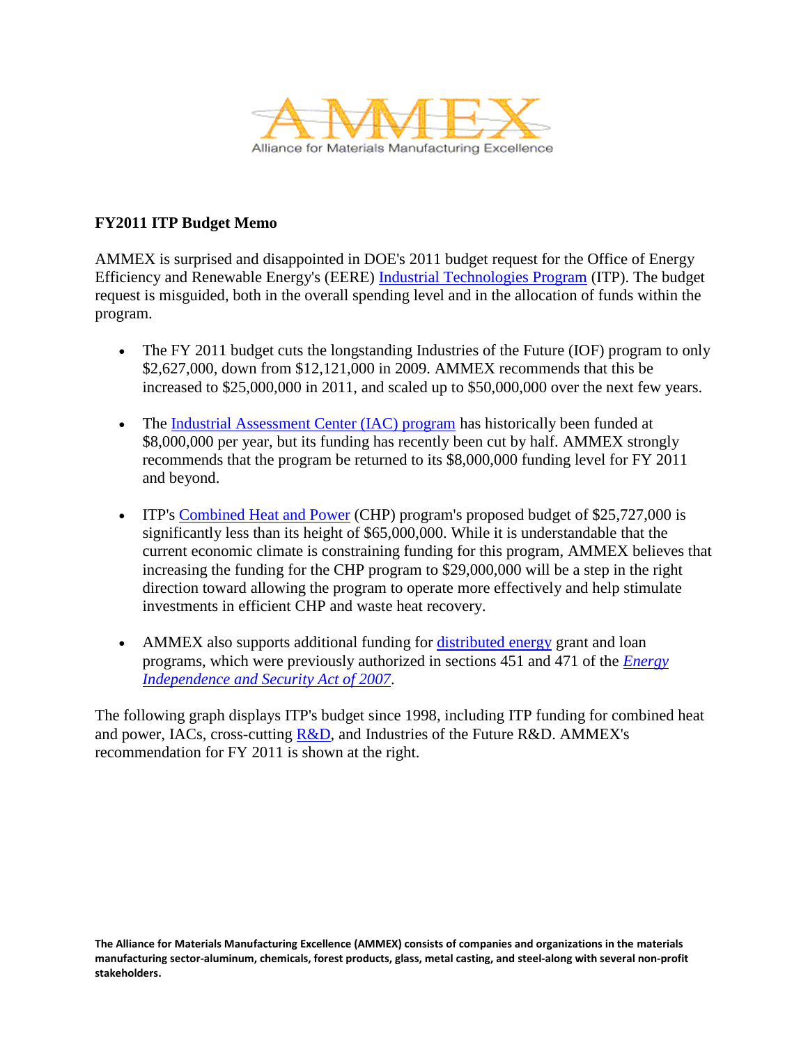AMMEX

Alliance for Materials Manufacturing Excellence

**FY2011 ITP Budget Memo**

AMMEX is surprised and disappointed in DOE's 2011 budget request for the Office of Energy Efficiency and Renewable Energy's (EERE) Industrial Technologies Program (ITP). The budget request is misguided, both in the overall spending level and in the allocation of funds within the program.

- The FY 2011 budget cuts the longstanding Industries of the Future (IOF) program to only $2,627,000, down from $12,121,000 in 2009. AMMEX recommends that this be increased to $25,000,000 in 2011, and scaled up to $50,000,000 over the next few years.

- The Industrial Assessment Center (IAC) program has historically been funded at $8,000,000 per year, but its funding has recently been cut by half. AMMEX strongly recommends that the program be returned to its $8,000,000 funding level for FY 2011 and beyond.

- ITP's Combined Heat and Power (CHP) program's proposed budget of $25,727,000 is significantly less than its height of $65,000,000. While it is understandable that the current economic climate is constraining funding for this program, AMMEX believes that increasing the funding for the CHP program to $29,000,000 will be a step in the right direction toward allowing the program to operate more effectively and help stimulate investments in efficient CHP and waste heat recovery.

- AMMEX also supports additional funding for distributed energy grant and loan programs, which were previously authorized in sections 451 and 471 of the *Energy Independence and Security Act of 2007*.

The following graph displays ITP's budget since 1998, including ITP funding for combined heat and power, IACs, cross-cutting R&D, and Industries of the Future R&D. AMMEX's recommendation for FY 2011 is shown at the right.

**The Alliance for Materials Manufacturing Excellence (AMMEX) consists of companies and organizations in the materials manufacturing sector-aluminum, chemicals, forest products, glass, metal casting, and steel-along with several non-profit stakeholders.**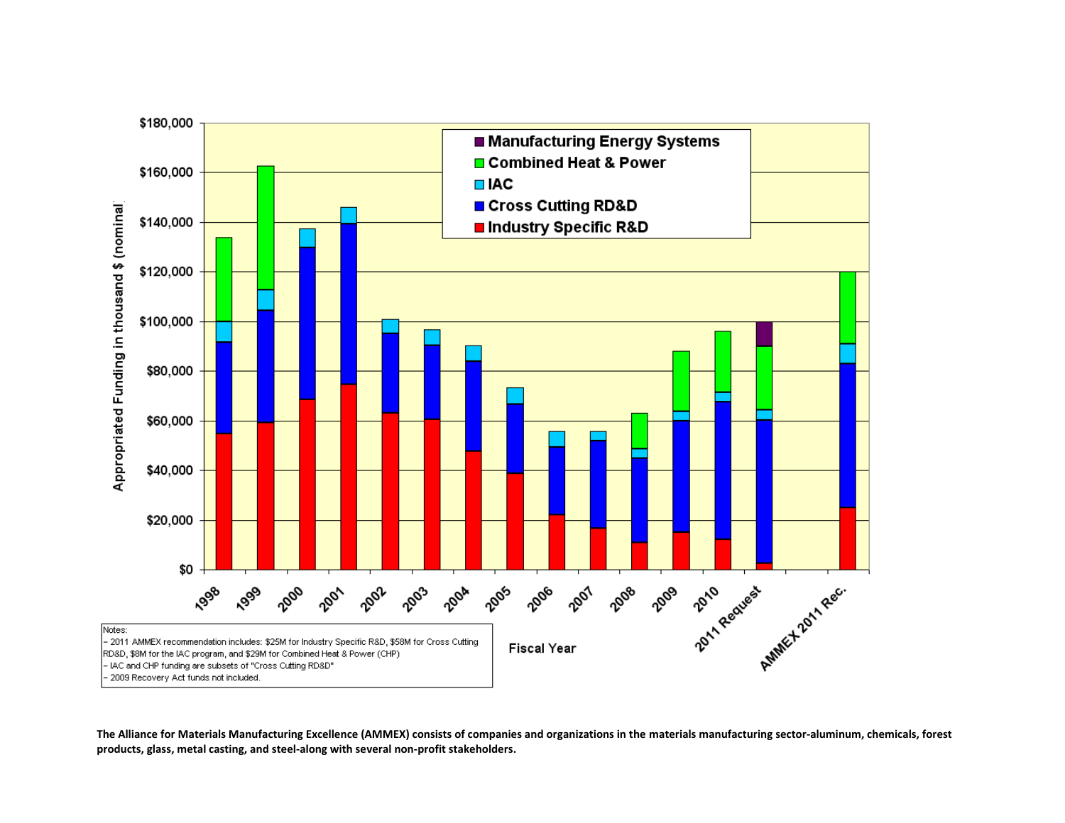Manufacturing Energy Systems
Combined Heat & Power
IAC
Cross Cutting RD&D
Industry Specific R&D

$180,000
$160,000
$140,000
$120,000
$100,000
$80,000
$60,000
$40,000
$20,000
$0

Appropriated Funding in thousand $ (nominal)

1998
1999
2000
2001
2002
2003
2004
2005
2006
2007
2008
2009
2010
2011 Request
AMMEX 2011 Rec.

Fiscal Year

Notes:
- 2011 AMMEX recommendation includes: $25M for Industry Specific R&D, $58M for Cross Cutting RD&D, $8M for the IAC program, and $29M for Combined Heat & Power (CHP)
- IAC and CHP funding are subsets of "Cross Cutting RD&D"
- 2009 Recovery Act funds not included.

**The Alliance for Materials Manufacturing Excellence (AMMEX) consists of companies and organizations in the materials manufacturing sector-aluminum, chemicals, forest products, glass, metal casting, and steel-along with several non-profit stakeholders.**